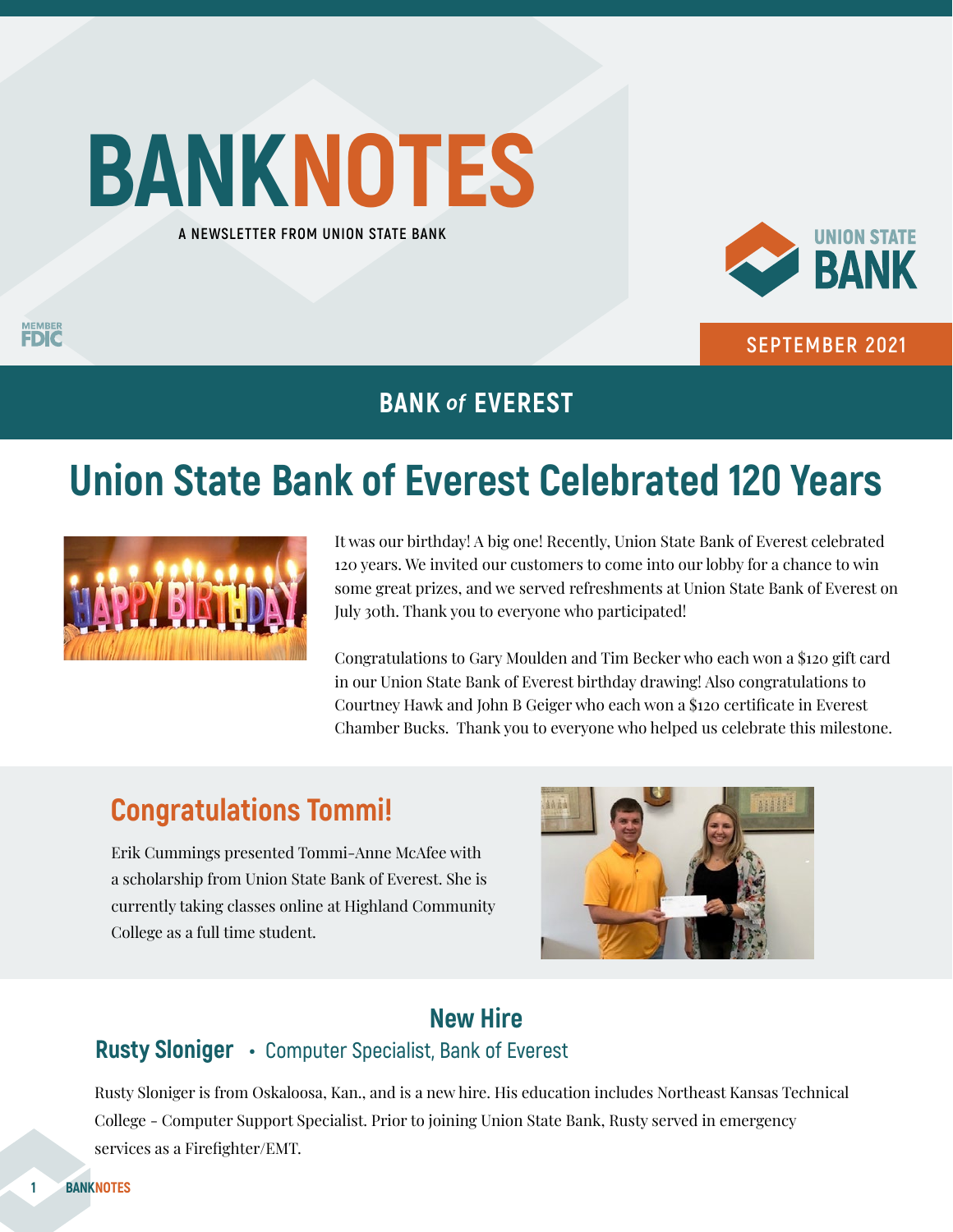# BANKNOTES

A NEWSLETTER FROM UNION STATE BANK

UNION STATE BANK

MEMBER FDIC

SEPTEMBER 2021

## BANK *of* EVEREST

# Union State Bank of Everest Celebrated 120 Years

It was our birthday! A big one! Recently, Union State Bank of Everest celebrated 120 years. We invited our customers to come into our lobby for a chance to win some great prizes, and we served refreshments at Union State Bank of Everest on July 30th. Thank you to everyone who participated!

Congratulations to Gary Moulden and Tim Becker who each won a $120 gift card in our Union State Bank of Everest birthday drawing! Also congratulations to Courtney Hawk and John B Geiger who each won a $120 certificate in Everest Chamber Bucks. Thank you to everyone who helped us celebrate this milestone.

## Congratulations Tommi!

Erik Cummings presented Tommi-Anne McAfee with a scholarship from Union State Bank of Everest. She is currently taking classes online at Highland Community College as a full time student.

## New Hire

### Rusty Sloniger • Computer Specialist, Bank of Everest

Rusty Sloniger is from Oskaloosa, Kan., and is a new hire. His education includes Northeast Kansas Technical College - Computer Support Specialist. Prior to joining Union State Bank, Rusty served in emergency services as a Firefighter/EMT.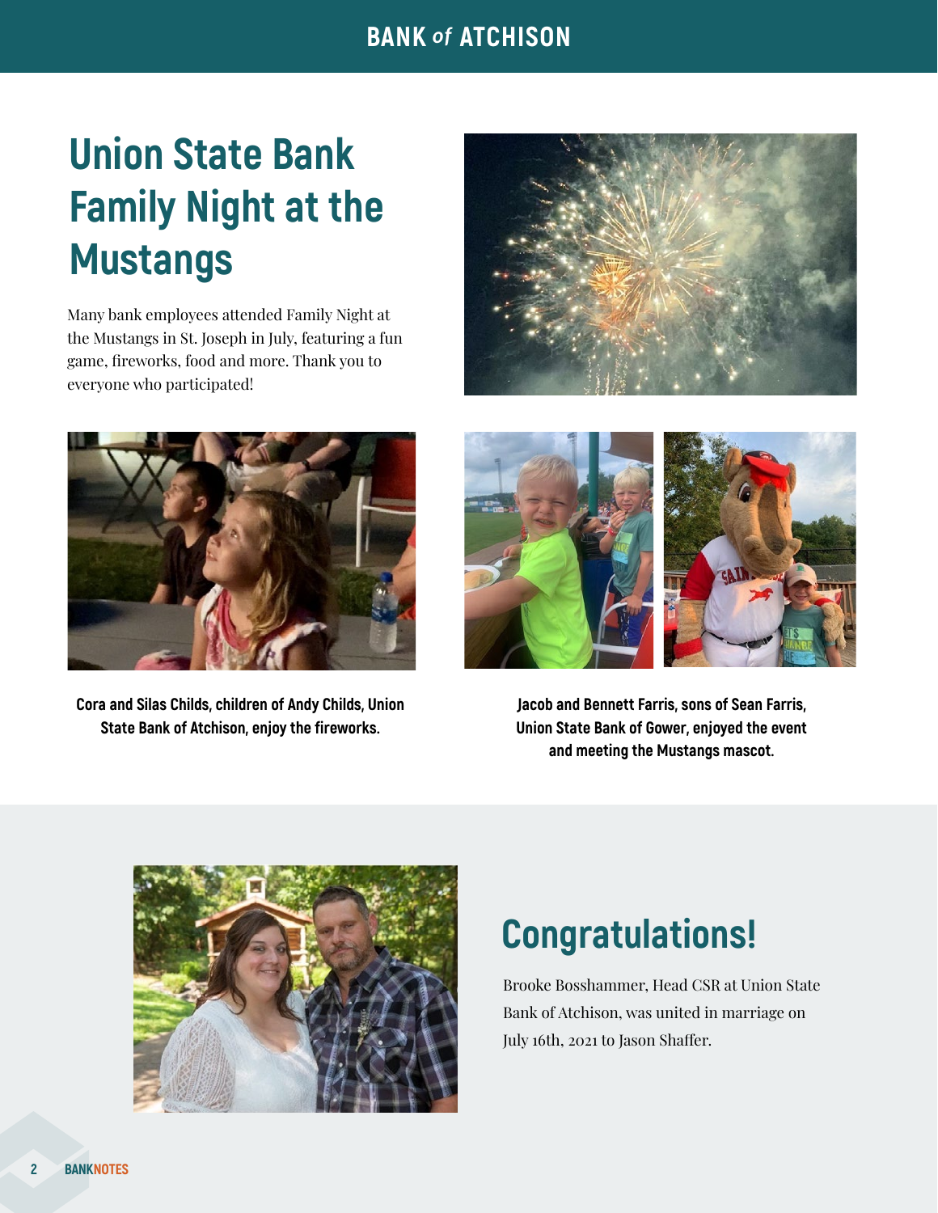# Union State Bank Family Night at the Mustangs

Many bank employees attended Family Night at the Mustangs in St. Joseph in July, featuring a fun game, fireworks, food and more. Thank you to everyone who participated!

**Cora and Silas Childs, children of Andy Childs, Union State Bank of Atchison, enjoy the fireworks.**

**Jacob and Bennett Farris, sons of Sean Farris, Union State Bank of Gower, enjoyed the event and meeting the Mustangs mascot.**

## Congratulations!

Brooke Bosshammer, Head CSR at Union State Bank of Atchison, was united in marriage on July 16th, 2021 to Jason Shaffer.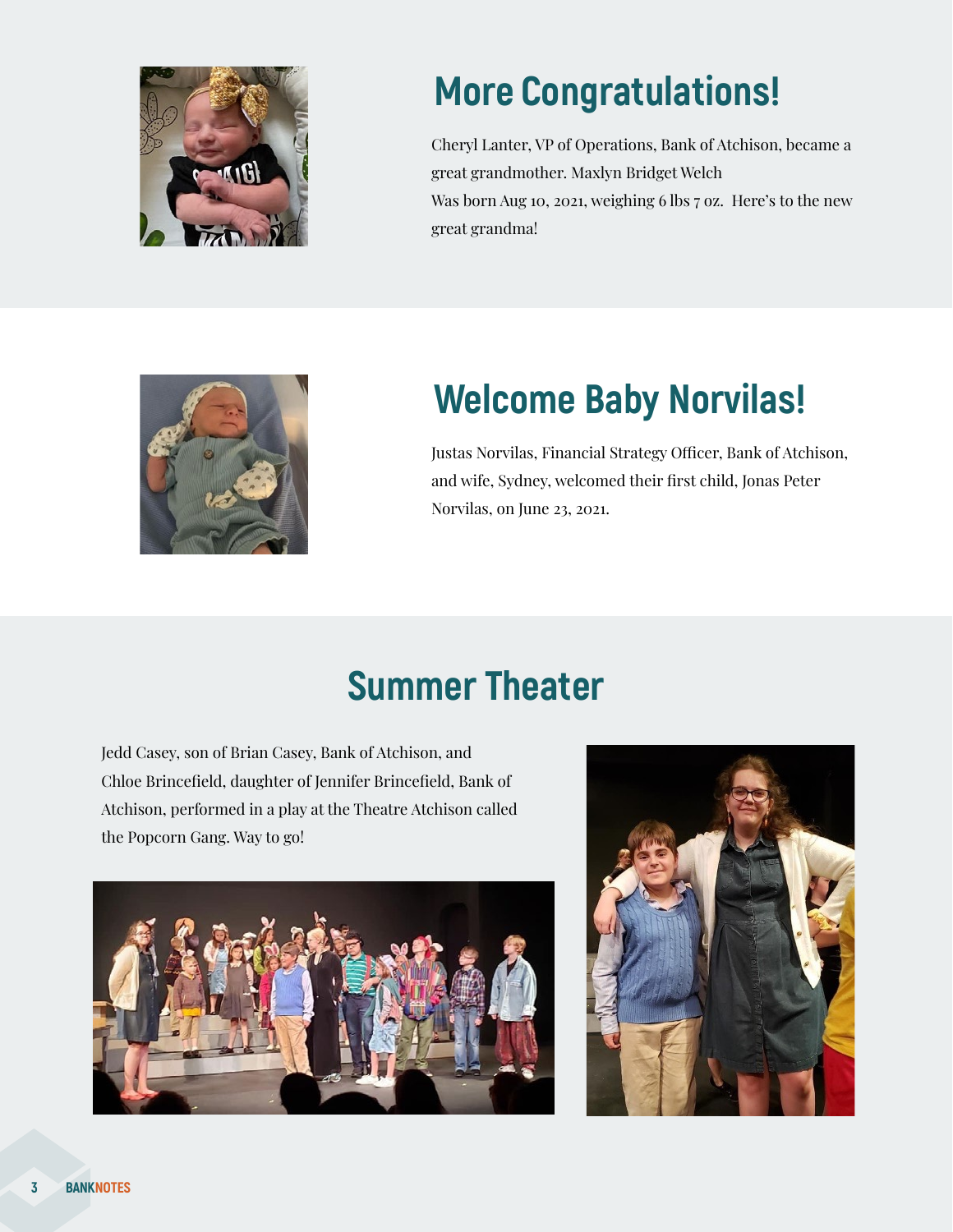## More Congratulations!

Cheryl Lanter, VP of Operations, Bank of Atchison, became a great grandmother. Maxlyn Bridget Welch Was born Aug 10, 2021, weighing 6 lbs 7 oz. Here's to the new great grandma!

## Welcome Baby Norvilas!

Justas Norvilas, Financial Strategy Officer, Bank of Atchison, and wife, Sydney, welcomed their first child, Jonas Peter Norvilas, on June 23, 2021.

## Summer Theater

Jedd Casey, son of Brian Casey, Bank of Atchison, and Chloe Brincefield, daughter of Jennifer Brincefield, Bank of Atchison, performed in a play at the Theatre Atchison called the Popcorn Gang. Way to go!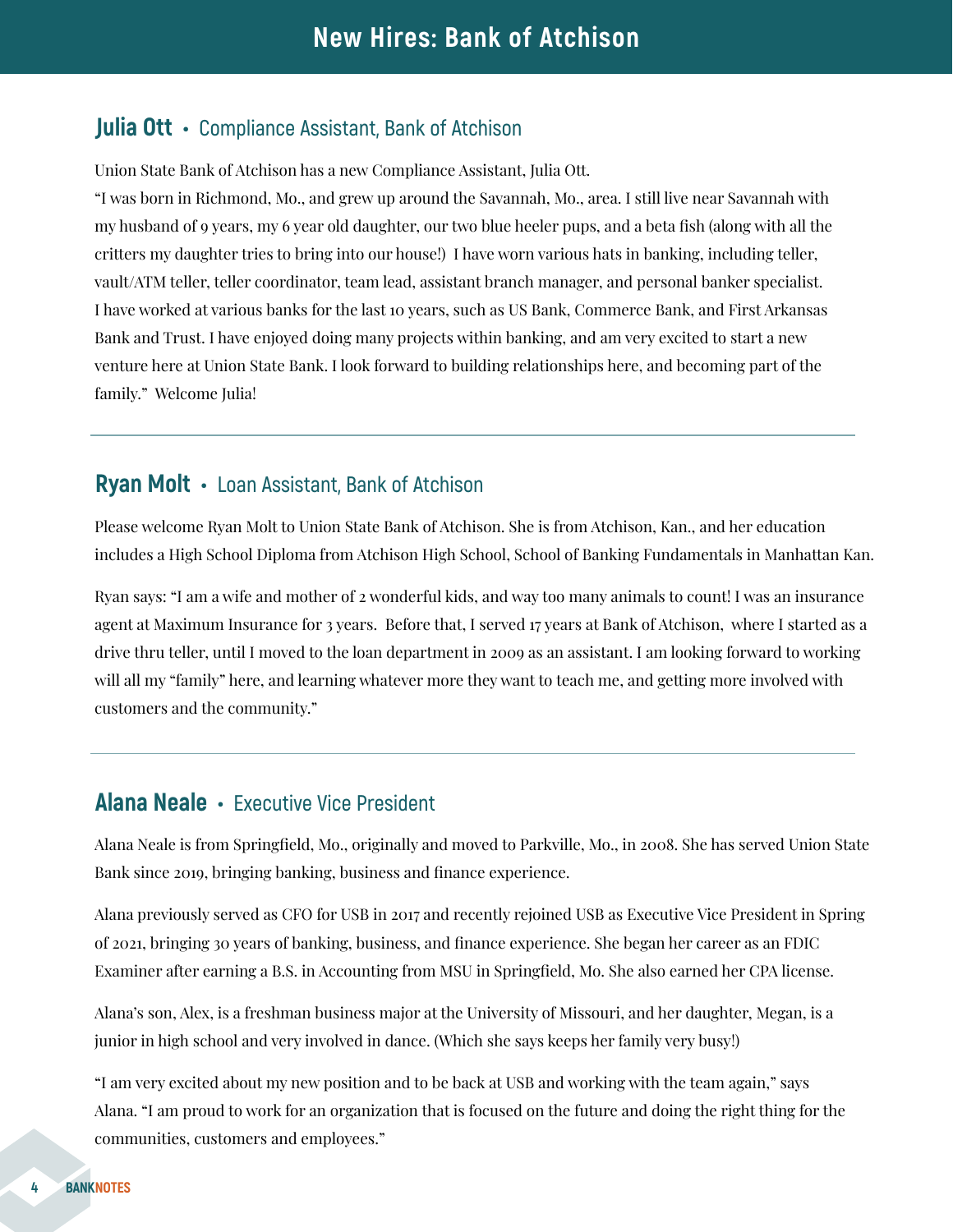# New Hires: Bank of Atchison

## Julia Ott • Compliance Assistant, Bank of Atchison

Union State Bank of Atchison has a new Compliance Assistant, Julia Ott.
"I was born in Richmond, Mo., and grew up around the Savannah, Mo., area. I still live near Savannah with my husband of 9 years, my 6 year old daughter, our two blue heeler pups, and a beta fish (along with all the critters my daughter tries to bring into our house!) I have worn various hats in banking, including teller, vault/ATM teller, teller coordinator, team lead, assistant branch manager, and personal banker specialist. I have worked at various banks for the last 10 years, such as US Bank, Commerce Bank, and First Arkansas Bank and Trust. I have enjoyed doing many projects within banking, and am very excited to start a new venture here at Union State Bank. I look forward to building relationships here, and becoming part of the family." Welcome Julia!

---

## Ryan Molt • Loan Assistant, Bank of Atchison

Please welcome Ryan Molt to Union State Bank of Atchison. She is from Atchison, Kan., and her education includes a High School Diploma from Atchison High School, School of Banking Fundamentals in Manhattan Kan.

Ryan says: "I am a wife and mother of 2 wonderful kids, and way too many animals to count! I was an insurance agent at Maximum Insurance for 3 years. Before that, I served 17 years at Bank of Atchison, where I started as a drive thru teller, until I moved to the loan department in 2009 as an assistant. I am looking forward to working will all my "family" here, and learning whatever more they want to teach me, and getting more involved with customers and the community."

---

## Alana Neale • Executive Vice President

Alana Neale is from Springfield, Mo., originally and moved to Parkville, Mo., in 2008. She has served Union State Bank since 2019, bringing banking, business and finance experience.

Alana previously served as CFO for USB in 2017 and recently rejoined USB as Executive Vice President in Spring of 2021, bringing 30 years of banking, business, and finance experience. She began her career as an FDIC Examiner after earning a B.S. in Accounting from MSU in Springfield, Mo. She also earned her CPA license.

Alana's son, Alex, is a freshman business major at the University of Missouri, and her daughter, Megan, is a junior in high school and very involved in dance. (Which she says keeps her family very busy!)

"I am very excited about my new position and to be back at USB and working with the team again," says Alana. "I am proud to work for an organization that is focused on the future and doing the right thing for the communities, customers and employees."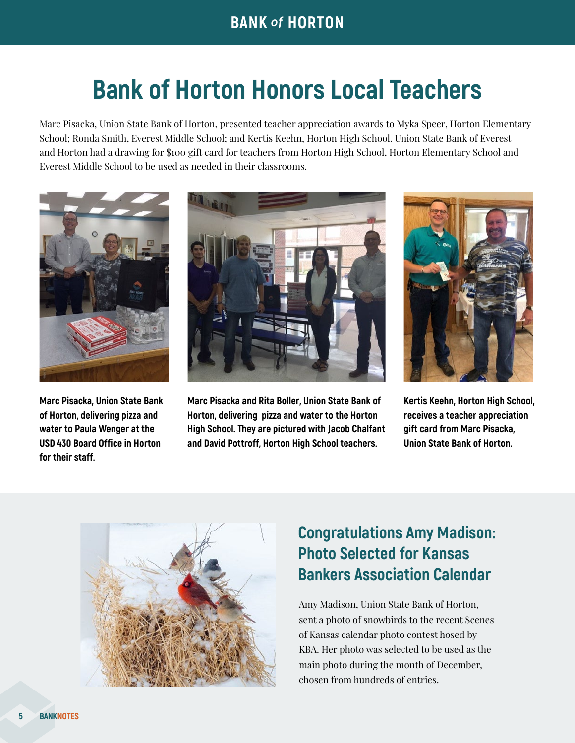# Bank of Horton Honors Local Teachers

Marc Pisacka, Union State Bank of Horton, presented teacher appreciation awards to Myka Speer, Horton Elementary School; Ronda Smith, Everest Middle School; and Kertis Keehn, Horton High School. Union State Bank of Everest and Horton had a drawing for $100 gift card for teachers from Horton High School, Horton Elementary School and Everest Middle School to be used as needed in their classrooms.

**Marc Pisacka, Union State Bank of Horton, delivering pizza and water to Paula Wenger at the USD 430 Board Office in Horton for their staff.**

**Marc Pisacka and Rita Boller, Union State Bank of Horton, delivering pizza and water to the Horton High School. They are pictured with Jacob Chalfant and David Pottroff, Horton High School teachers.**

**Kertis Keehn, Horton High School, receives a teacher appreciation gift card from Marc Pisacka, Union State Bank of Horton.**

## Congratulations Amy Madison: Photo Selected for Kansas Bankers Association Calendar

Amy Madison, Union State Bank of Horton, sent a photo of snowbirds to the recent Scenes of Kansas calendar photo contest hosed by KBA. Her photo was selected to be used as the main photo during the month of December, chosen from hundreds of entries.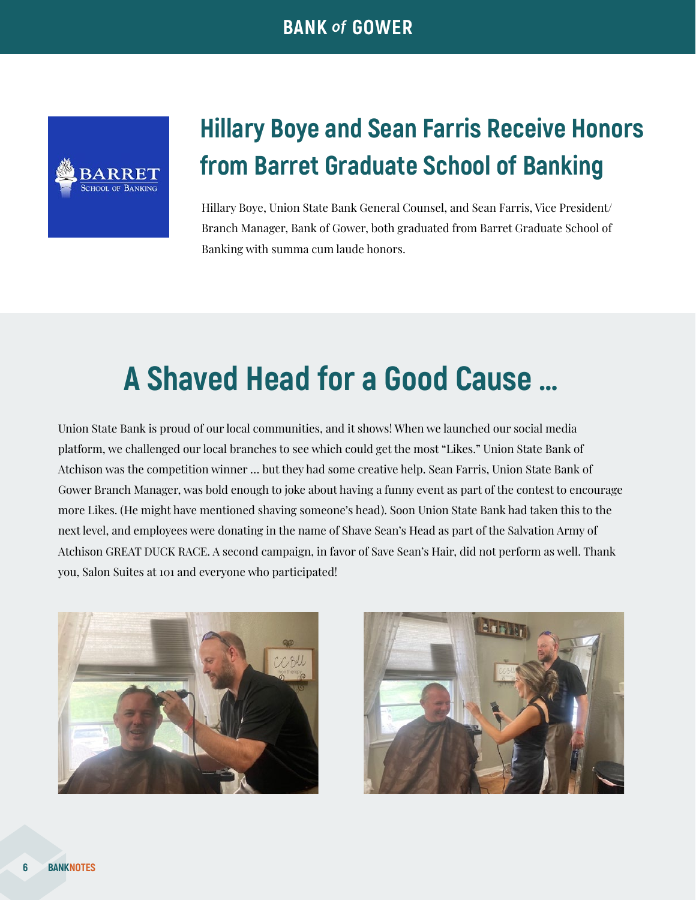## Hillary Boye and Sean Farris Receive Honors from Barret Graduate School of Banking

Hillary Boye, Union State Bank General Counsel, and Sean Farris, Vice President/Branch Manager, Bank of Gower, both graduated from Barret Graduate School of Banking with summa cum laude honors.

# A Shaved Head for a Good Cause …

Union State Bank is proud of our local communities, and it shows! When we launched our social media platform, we challenged our local branches to see which could get the most "Likes." Union State Bank of Atchison was the competition winner … but they had some creative help. Sean Farris, Union State Bank of Gower Branch Manager, was bold enough to joke about having a funny event as part of the contest to encourage more Likes. (He might have mentioned shaving someone's head). Soon Union State Bank had taken this to the next level, and employees were donating in the name of Shave Sean's Head as part of the Salvation Army of Atchison GREAT DUCK RACE. A second campaign, in favor of Save Sean's Hair, did not perform as well. Thank you, Salon Suites at 101 and everyone who participated!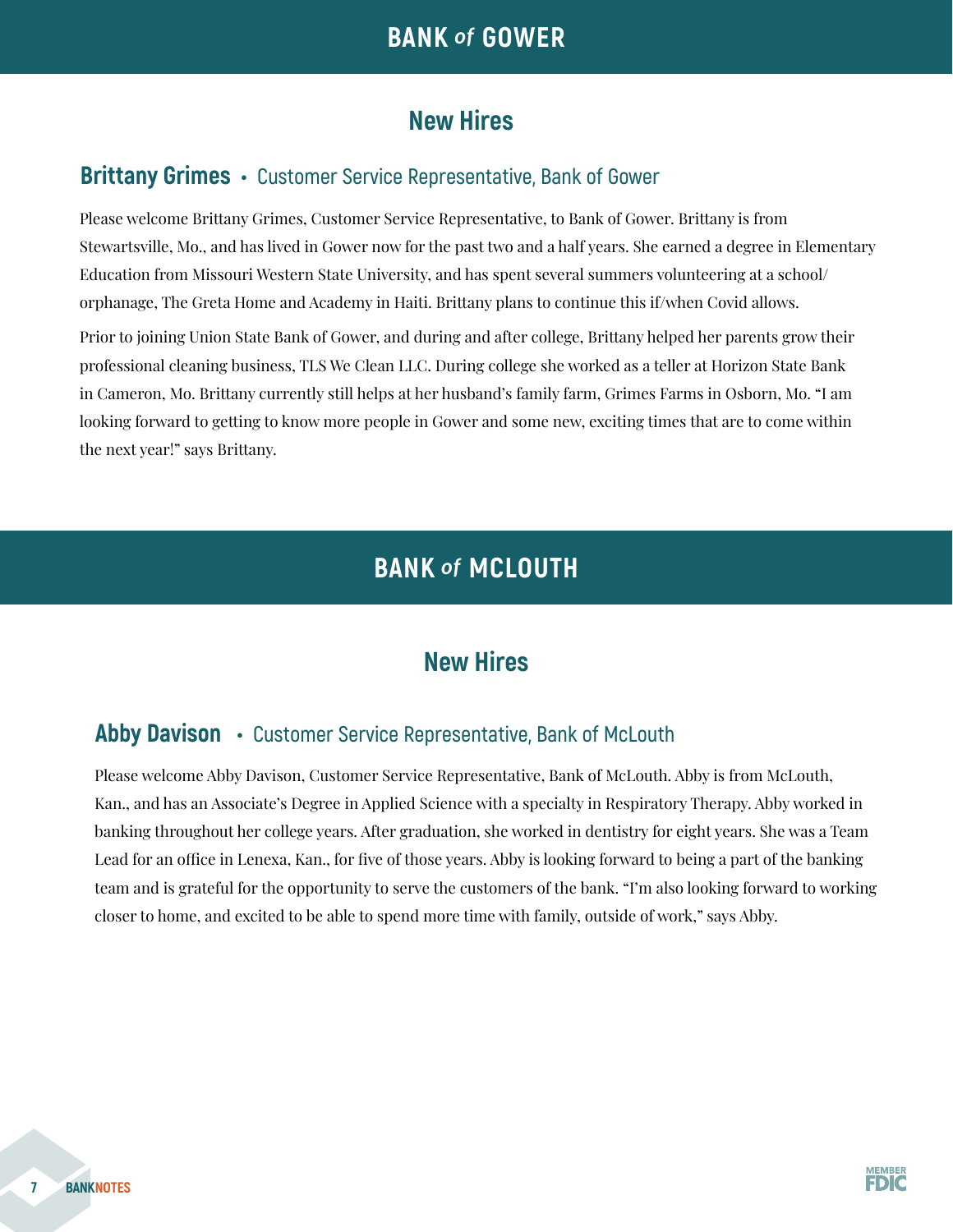# BANK of GOWER

## New Hires

### Brittany Grimes • Customer Service Representative, Bank of Gower

Please welcome Brittany Grimes, Customer Service Representative, to Bank of Gower. Brittany is from Stewartsville, Mo., and has lived in Gower now for the past two and a half years. She earned a degree in Elementary Education from Missouri Western State University, and has spent several summers volunteering at a school/orphanage, The Greta Home and Academy in Haiti. Brittany plans to continue this if/when Covid allows.

Prior to joining Union State Bank of Gower, and during and after college, Brittany helped her parents grow their professional cleaning business, TLS We Clean LLC. During college she worked as a teller at Horizon State Bank in Cameron, Mo. Brittany currently still helps at her husband's family farm, Grimes Farms in Osborn, Mo. "I am looking forward to getting to know more people in Gower and some new, exciting times that are to come within the next year!" says Brittany.

# BANK of MCLOUTH

## New Hires

### Abby Davison • Customer Service Representative, Bank of McLouth

Please welcome Abby Davison, Customer Service Representative, Bank of McLouth. Abby is from McLouth, Kan., and has an Associate's Degree in Applied Science with a specialty in Respiratory Therapy. Abby worked in banking throughout her college years. After graduation, she worked in dentistry for eight years. She was a Team Lead for an office in Lenexa, Kan., for five of those years. Abby is looking forward to being a part of the banking team and is grateful for the opportunity to serve the customers of the bank. "I'm also looking forward to working closer to home, and excited to be able to spend more time with family, outside of work," says Abby.

MEMBER FDIC